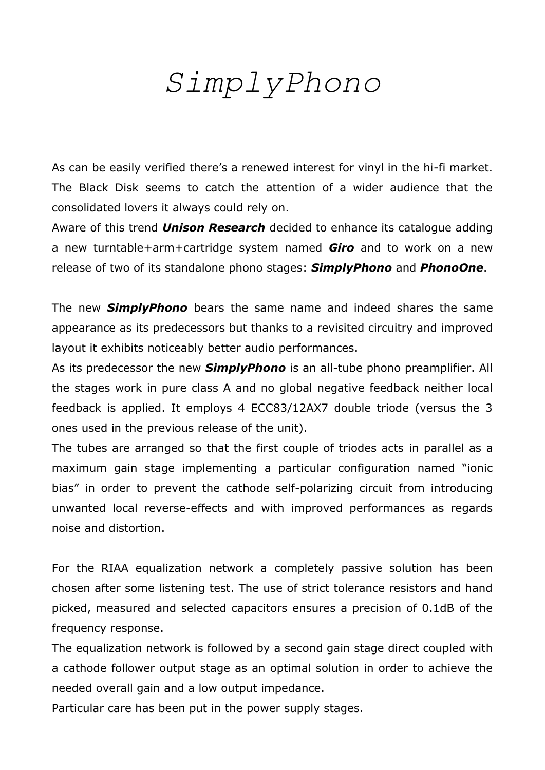# *SimplyPhono*

As can be easily verified there's a renewed interest for vinyl in the hi-fi market. The Black Disk seems to catch the attention of a wider audience that the consolidated lovers it always could rely on.

Aware of this trend ***Unison Research*** decided to enhance its catalogue adding a new turntable+arm+cartridge system named ***Giro*** and to work on a new release of two of its standalone phono stages: ***SimplyPhono*** and ***PhonoOne***.

The new ***SimplyPhono*** bears the same name and indeed shares the same appearance as its predecessors but thanks to a revisited circuitry and improved layout it exhibits noticeably better audio performances.

As its predecessor the new ***SimplyPhono*** is an all-tube phono preamplifier. All the stages work in pure class A and no global negative feedback neither local feedback is applied. It employs 4 ECC83/12AX7 double triode (versus the 3 ones used in the previous release of the unit).

The tubes are arranged so that the first couple of triodes acts in parallel as a maximum gain stage implementing a particular configuration named "ionic bias" in order to prevent the cathode self-polarizing circuit from introducing unwanted local reverse-effects and with improved performances as regards noise and distortion.

For the RIAA equalization network a completely passive solution has been chosen after some listening test. The use of strict tolerance resistors and hand picked, measured and selected capacitors ensures a precision of 0.1dB of the frequency response.

The equalization network is followed by a second gain stage direct coupled with a cathode follower output stage as an optimal solution in order to achieve the needed overall gain and a low output impedance.

Particular care has been put in the power supply stages.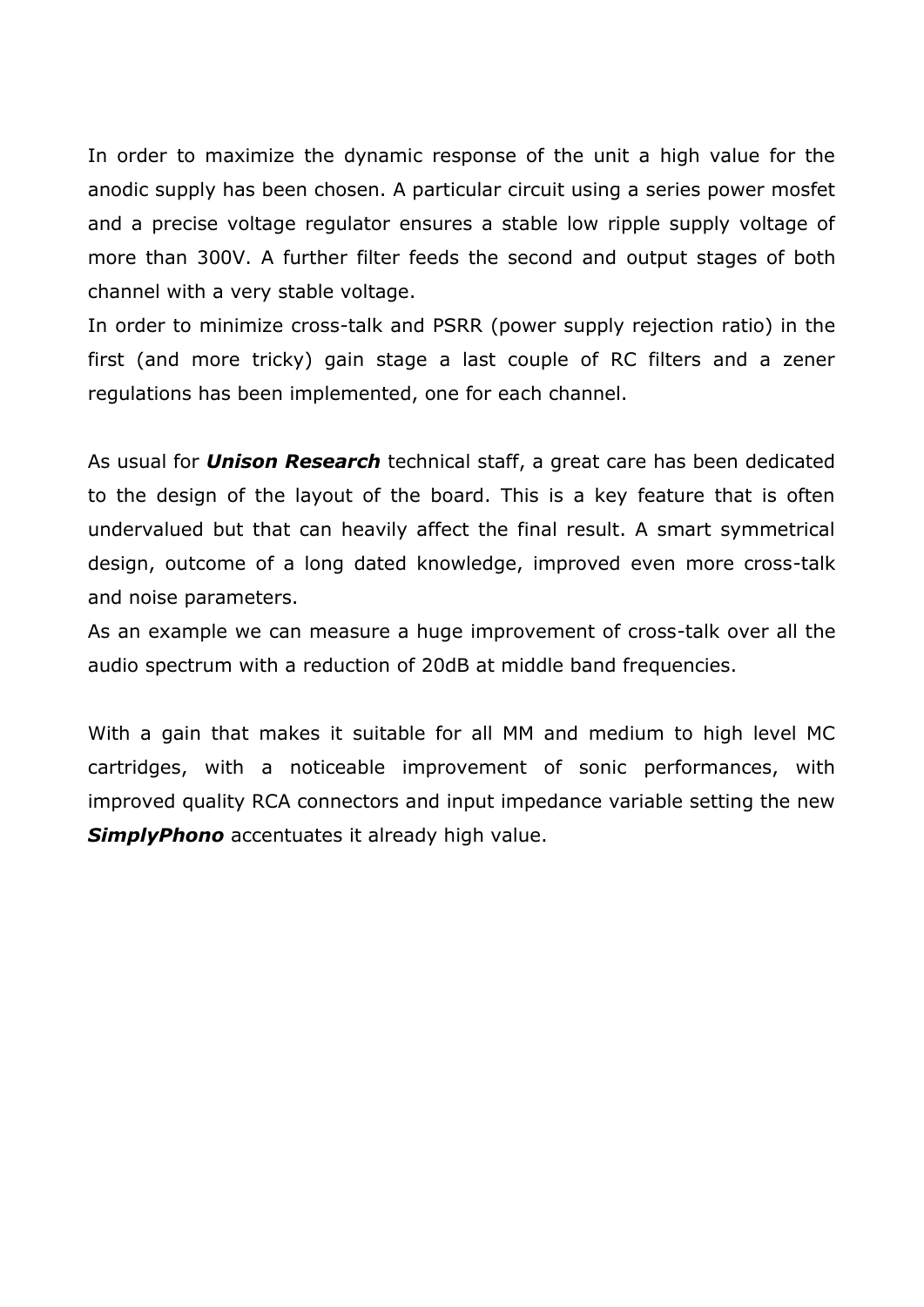In order to maximize the dynamic response of the unit a high value for the anodic supply has been chosen. A particular circuit using a series power mosfet and a precise voltage regulator ensures a stable low ripple supply voltage of more than 300V. A further filter feeds the second and output stages of both channel with a very stable voltage.
In order to minimize cross-talk and PSRR (power supply rejection ratio) in the first (and more tricky) gain stage a last couple of RC filters and a zener regulations has been implemented, one for each channel.

As usual for ***Unison Research*** technical staff, a great care has been dedicated to the design of the layout of the board. This is a key feature that is often undervalued but that can heavily affect the final result. A smart symmetrical design, outcome of a long dated knowledge, improved even more cross-talk and noise parameters.
As an example we can measure a huge improvement of cross-talk over all the audio spectrum with a reduction of 20dB at middle band frequencies.

With a gain that makes it suitable for all MM and medium to high level MC cartridges, with a noticeable improvement of sonic performances, with improved quality RCA connectors and input impedance variable setting the new ***SimplyPhono*** accentuates it already high value.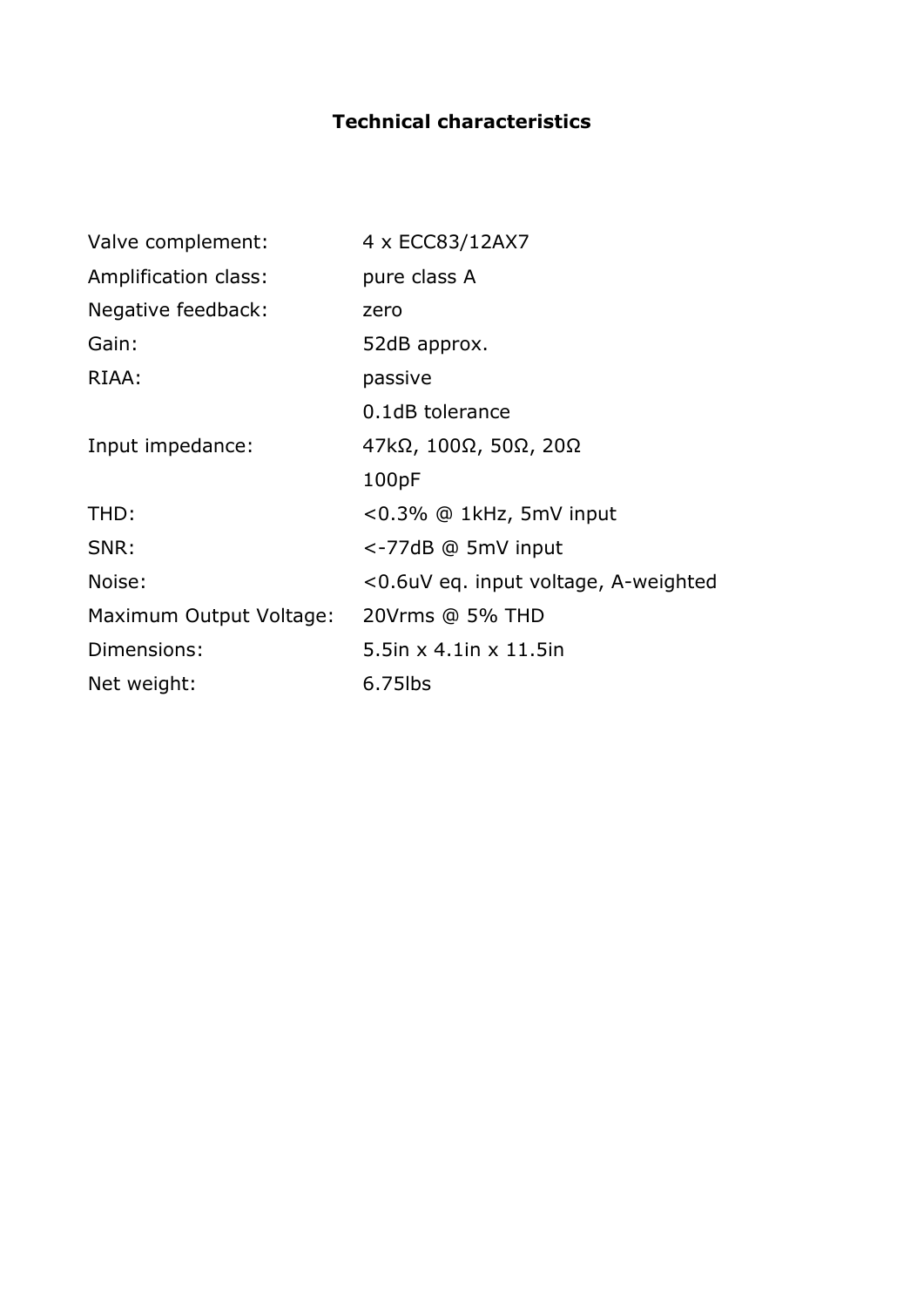**Technical characteristics**

| | |
|---|---|
| Valve complement: | 4 x ECC83/12AX7 |
| Amplification class: | pure class A |
| Negative feedback: | zero |
| Gain: | 52dB approx. |
| RIAA: | passive |
| | 0.1dB tolerance |
| Input impedance: | 47kΩ, 100Ω, 50Ω, 20Ω |
| | 100pF |
| THD: | <0.3% @ 1kHz, 5mV input |
| SNR: | <-77dB @ 5mV input |
| Noise: | <0.6uV eq. input voltage, A-weighted |
| Maximum Output Voltage: | 20Vrms @ 5% THD |
| Dimensions: | 5.5in x 4.1in x 11.5in |
| Net weight: | 6.75lbs |